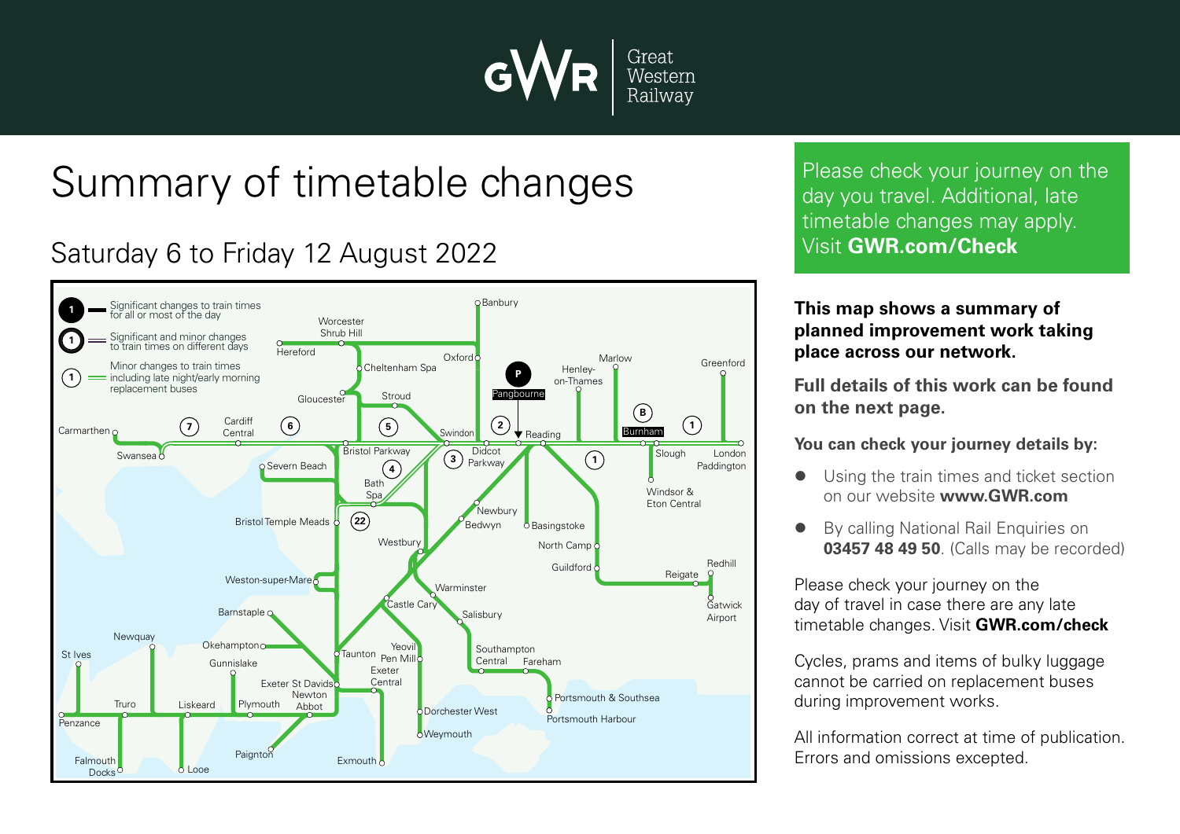Great Western Railway

# Summary of timetable changes

## Saturday 6 to Friday 12 August 2022

Significant changes to train times for all or most of the day

Significant and minor changes to train times on different days

Minor changes to train times including late night/early morning replacement buses

Please check your journey on the day you travel. Additional, late timetable changes may apply. Visit **GWR.com/Check**

**This map shows a summary of planned improvement work taking place across our network.**

**Full details of this work can be found on the next page.**

**You can check your journey details by:**

- Using the train times and ticket section on our website **www.GWR.com**
- By calling National Rail Enquiries on **03457 48 49 50**. (Calls may be recorded)

Please check your journey on the day of travel in case there are any late timetable changes. Visit **GWR.com/check**

Cycles, prams and items of bulky luggage cannot be carried on replacement buses during improvement works.

All information correct at time of publication. Errors and omissions excepted.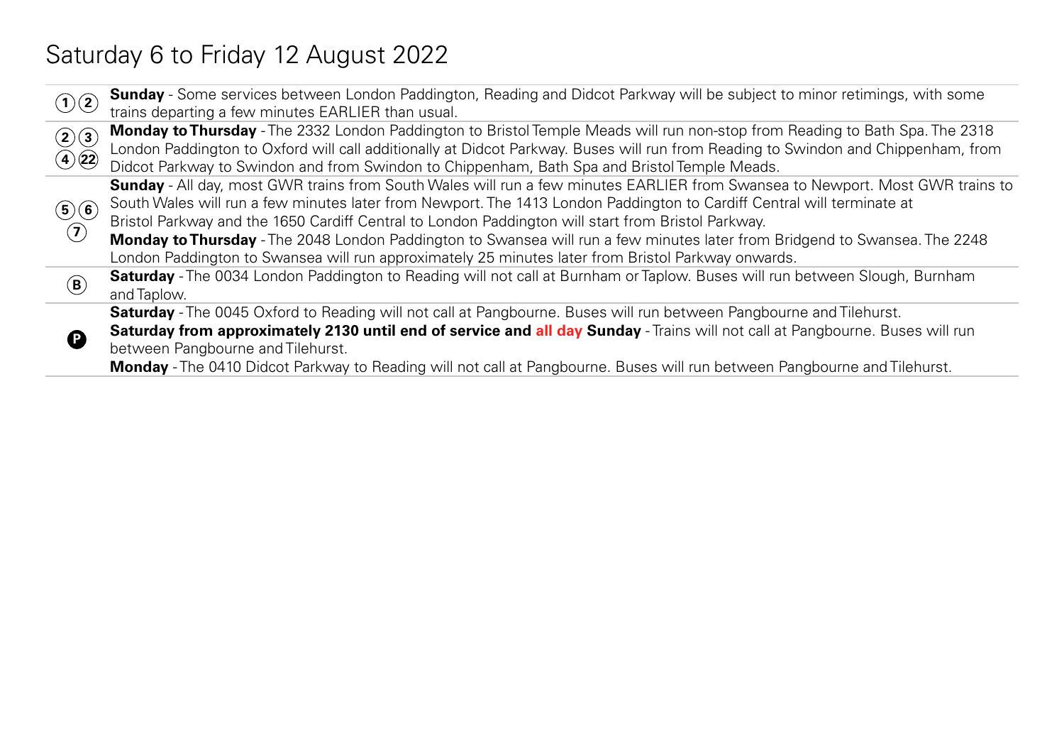# Saturday 6 to Friday 12 August 2022

| | |
|---|---|
| (1) (2) | **Sunday** - Some services between London Paddington, Reading and Didcot Parkway will be subject to minor retimings, with some trains departing a few minutes EARLIER than usual. |
| (2) (3) (4) (22) | **Monday to Thursday** - The 2332 London Paddington to Bristol Temple Meads will run non-stop from Reading to Bath Spa. The 2318 London Paddington to Oxford will call additionally at Didcot Parkway. Buses will run from Reading to Swindon and Chippenham, from Didcot Parkway to Swindon and from Swindon to Chippenham, Bath Spa and Bristol Temple Meads. |
| (5) (6) (7) | **Sunday** - All day, most GWR trains from South Wales will run a few minutes EARLIER from Swansea to Newport. Most GWR trains to South Wales will run a few minutes later from Newport. The 1413 London Paddington to Cardiff Central will terminate at Bristol Parkway and the 1650 Cardiff Central to London Paddington will start from Bristol Parkway. **Monday to Thursday** - The 2048 London Paddington to Swansea will run a few minutes later from Bridgend to Swansea. The 2248 London Paddington to Swansea will run approximately 25 minutes later from Bristol Parkway onwards. |
| (B) | **Saturday** - The 0034 London Paddington to Reading will not call at Burnham or Taplow. Buses will run between Slough, Burnham and Taplow. |
| (P) | **Saturday** - The 0045 Oxford to Reading will not call at Pangbourne. Buses will run between Pangbourne and Tilehurst. **Saturday from approximately 2130 until end of service and all day Sunday** - Trains will not call at Pangbourne. Buses will run between Pangbourne and Tilehurst. **Monday** - The 0410 Didcot Parkway to Reading will not call at Pangbourne. Buses will run between Pangbourne and Tilehurst. |